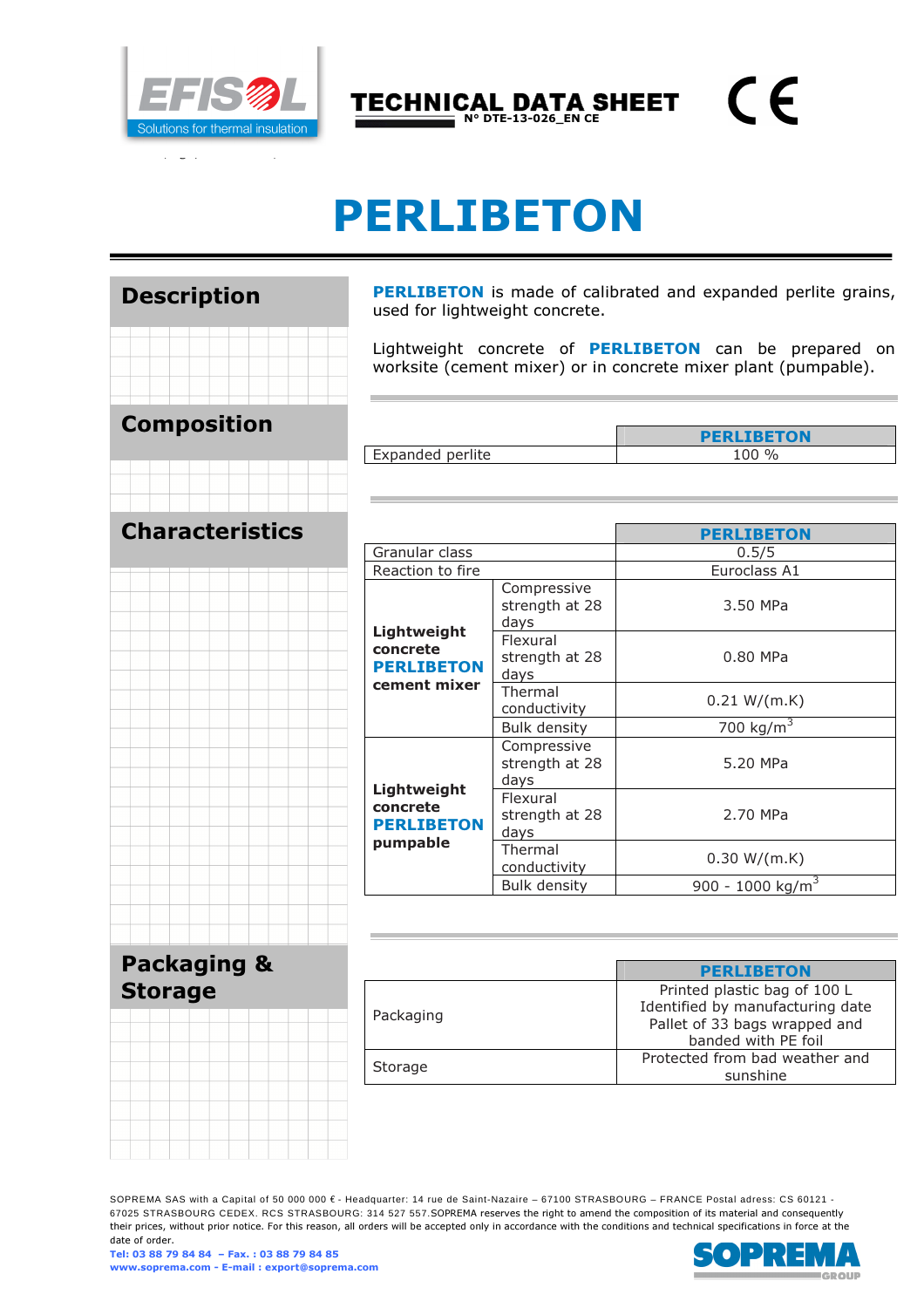EFISOL
Solutions for thermal insulation

# TECHNICAL DATA SHEET

N° DTE-13-026_EN CE

# PERLIBETON

## Description

**PERLIBETON** is made of calibrated and expanded perlite grains, used for lightweight concrete.

Lightweight concrete of **PERLIBETON** can be prepared on worksite (cement mixer) or in concrete mixer plant (pumpable).

## Composition

| | PERLIBETON |
|---|---|
| Expanded perlite | 100 % |

## Characteristics

| | | PERLIBETON |
|---|---|---|
| Granular class | | 0.5/5 |
| Reaction to fire | | Euroclass A1 |
| **Lightweight concrete PERLIBETON cement mixer** | Compressive strength at 28 days | 3.50 MPa |
| | Flexural strength at 28 days | 0.80 MPa |
| | Thermal conductivity | 0.21 W/(m.K) |
| | Bulk density | 700 kg/m$^3$ |
| **Lightweight concrete PERLIBETON pumpable** | Compressive strength at 28 days | 5.20 MPa |
| | Flexural strength at 28 days | 2.70 MPa |
| | Thermal conductivity | 0.30 W/(m.K) |
| | Bulk density | 900 - 1000 kg/m$^3$ |

## Packaging & Storage

| | PERLIBETON |
|---|---|
| Packaging | Printed plastic bag of 100 L<br>Identified by manufacturing date<br>Pallet of 33 bags wrapped and banded with PE foil |
| Storage | Protected from bad weather and sunshine |

SOPREMA SAS with a Capital of 50 000 000 € - Headquarter: 14 rue de Saint-Nazaire – 67100 STRASBOURG – FRANCE Postal adress: CS 60121 - 67025 STRASBOURG CEDEX. RCS STRASBOURG: 314 527 557.SOPREMA reserves the right to amend the composition of its material and consequently their prices, without prior notice. For this reason, all orders will be accepted only in accordance with the conditions and technical specifications in force at the date of order.

**Tel: 03 88 79 84 84 – Fax. : 03 88 79 84 85**
**www.soprema.com - E-mail : export@soprema.com**

SOPREMA GROUP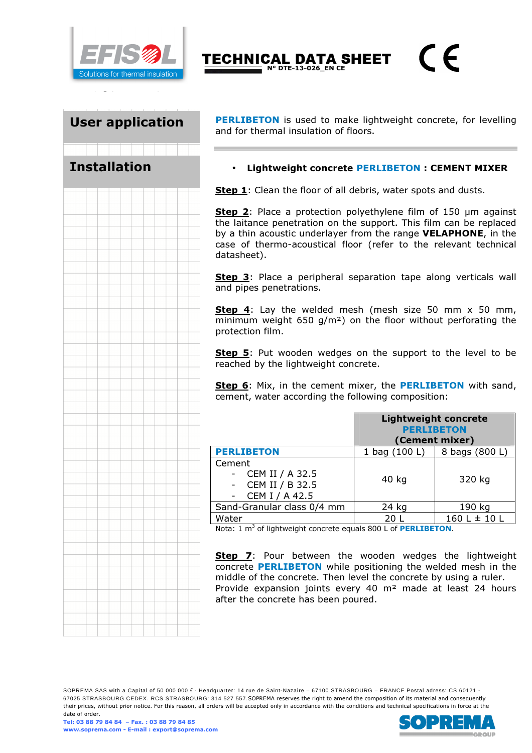## User application

**PERLIBETON** is used to make lightweight concrete, for levelling and for thermal insulation of floors.

## Installation

- **Lightweight concrete PERLIBETON : CEMENT MIXER**

**Step 1**: Clean the floor of all debris, water spots and dusts.

**Step 2**: Place a protection polyethylene film of 150 µm against the laitance penetration on the support. This film can be replaced by a thin acoustic underlayer from the range **VELAPHONE**, in the case of thermo-acoustical floor (refer to the relevant technical datasheet).

**Step 3**: Place a peripheral separation tape along verticals wall and pipes penetrations.

**Step 4**: Lay the welded mesh (mesh size 50 mm x 50 mm, minimum weight 650 g/m²) on the floor without perforating the protection film.

**Step 5**: Put wooden wedges on the support to the level to be reached by the lightweight concrete.

**Step 6**: Mix, in the cement mixer, the **PERLIBETON** with sand, cement, water according the following composition:

| | **Lightweight concrete PERLIBETON (Cement mixer)** | |
|---|---|---|
| **PERLIBETON** | 1 bag (100 L) | 8 bags (800 L) |
| Cement<br>- CEM II / A 32.5<br>- CEM II / B 32.5<br>- CEM I / A 42.5 | 40 kg | 320 kg |
| Sand-Granular class 0/4 mm | 24 kg | 190 kg |
| Water | 20 L | 160 L ± 10 L |

Nota: 1 m³ of lightweight concrete equals 800 L of **PERLIBETON**.

**Step 7**: Pour between the wooden wedges the lightweight concrete **PERLIBETON** while positioning the welded mesh in the middle of the concrete. Then level the concrete by using a ruler.
Provide expansion joints every 40 m² made at least 24 hours after the concrete has been poured.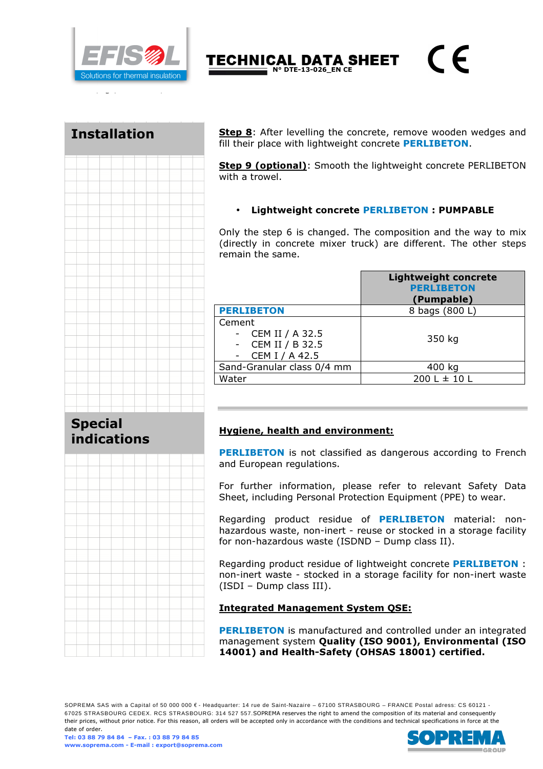## Installation

**Step 8**: After levelling the concrete, remove wooden wedges and fill their place with lightweight concrete **PERLIBETON**.

**Step 9 (optional)**: Smooth the lightweight concrete PERLIBETON with a trowel.

- **Lightweight concrete PERLIBETON : PUMPABLE**

Only the step 6 is changed. The composition and the way to mix (directly in concrete mixer truck) are different. The other steps remain the same.

| | **Lightweight concrete PERLIBETON (Pumpable)** |
|---|---|
| **PERLIBETON** | 8 bags (800 L) |
| Cement<br>- CEM II / A 32.5<br>- CEM II / B 32.5<br>- CEM I / A 42.5 | 350 kg |
| Sand-Granular class 0/4 mm | 400 kg |
| Water | 200 L ± 10 L |

## Special indications

**Hygiene, health and environment:**

**PERLIBETON** is not classified as dangerous according to French and European regulations.

For further information, please refer to relevant Safety Data Sheet, including Personal Protection Equipment (PPE) to wear.

Regarding product residue of **PERLIBETON** material: non-hazardous waste, non-inert - reuse or stocked in a storage facility for non-hazardous waste (ISDND – Dump class II).

Regarding product residue of lightweight concrete **PERLIBETON** : non-inert waste - stocked in a storage facility for non-inert waste (ISDI – Dump class III).

**Integrated Management System QSE:**

**PERLIBETON** is manufactured and controlled under an integrated management system **Quality (ISO 9001), Environmental (ISO 14001) and Health-Safety (OHSAS 18001) certified.**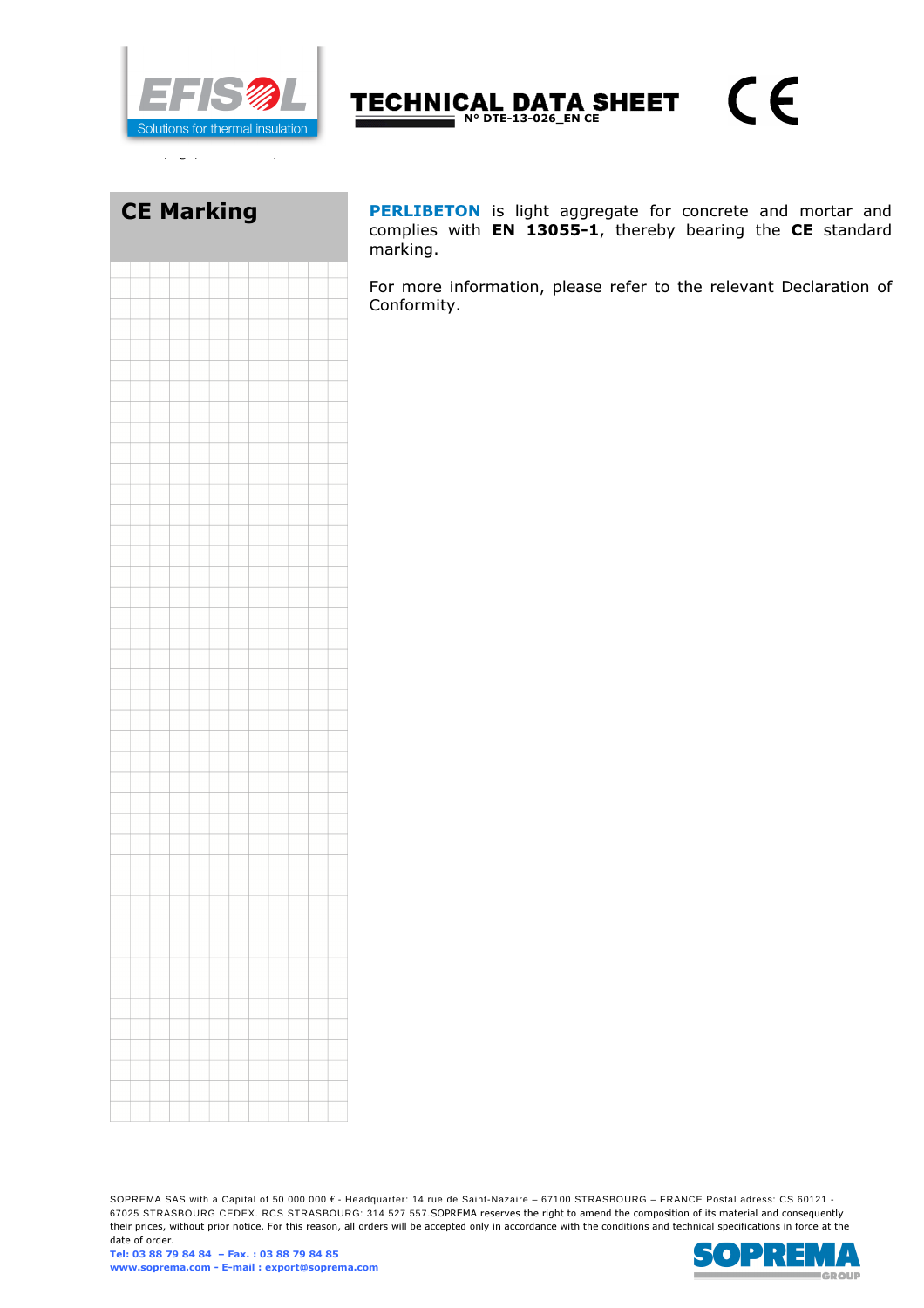## CE Marking

**PERLIBETON** is light aggregate for concrete and mortar and complies with **EN 13055-1**, thereby bearing the **CE** standard marking.

For more information, please refer to the relevant Declaration of Conformity.

SOPREMA SAS with a Capital of 50 000 000 € - Headquarter: 14 rue de Saint-Nazaire – 67100 STRASBOURG – FRANCE Postal adress: CS 60121 - 67025 STRASBOURG CEDEX. RCS STRASBOURG: 314 527 557.SOPREMA reserves the right to amend the composition of its material and consequently their prices, without prior notice. For this reason, all orders will be accepted only in accordance with the conditions and technical specifications in force at the date of order.

**Tel: 03 88 79 84 84 – Fax. : 03 88 79 84 85**
**www.soprema.com - E-mail : export@soprema.com**